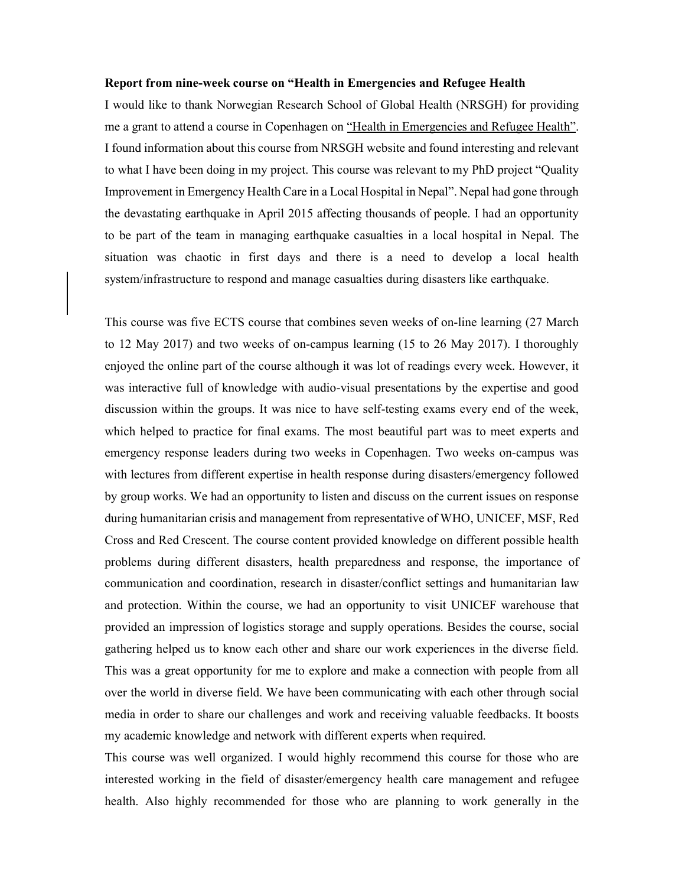**Report from nine-week course on "Health in Emergencies and Refugee Health**

I would like to thank Norwegian Research School of Global Health (NRSGH) for providing me a grant to attend a course in Copenhagen on "Health in Emergencies and Refugee Health". I found information about this course from NRSGH website and found interesting and relevant to what I have been doing in my project. This course was relevant to my PhD project "Quality Improvement in Emergency Health Care in a Local Hospital in Nepal". Nepal had gone through the devastating earthquake in April 2015 affecting thousands of people. I had an opportunity to be part of the team in managing earthquake casualties in a local hospital in Nepal. The situation was chaotic in first days and there is a need to develop a local health system/infrastructure to respond and manage casualties during disasters like earthquake.

This course was five ECTS course that combines seven weeks of on-line learning (27 March to 12 May 2017) and two weeks of on-campus learning (15 to 26 May 2017). I thoroughly enjoyed the online part of the course although it was lot of readings every week. However, it was interactive full of knowledge with audio-visual presentations by the expertise and good discussion within the groups. It was nice to have self-testing exams every end of the week, which helped to practice for final exams. The most beautiful part was to meet experts and emergency response leaders during two weeks in Copenhagen. Two weeks on-campus was with lectures from different expertise in health response during disasters/emergency followed by group works. We had an opportunity to listen and discuss on the current issues on response during humanitarian crisis and management from representative of WHO, UNICEF, MSF, Red Cross and Red Crescent. The course content provided knowledge on different possible health problems during different disasters, health preparedness and response, the importance of communication and coordination, research in disaster/conflict settings and humanitarian law and protection. Within the course, we had an opportunity to visit UNICEF warehouse that provided an impression of logistics storage and supply operations. Besides the course, social gathering helped us to know each other and share our work experiences in the diverse field. This was a great opportunity for me to explore and make a connection with people from all over the world in diverse field. We have been communicating with each other through social media in order to share our challenges and work and receiving valuable feedbacks. It boosts my academic knowledge and network with different experts when required.

This course was well organized. I would highly recommend this course for those who are interested working in the field of disaster/emergency health care management and refugee health. Also highly recommended for those who are planning to work generally in the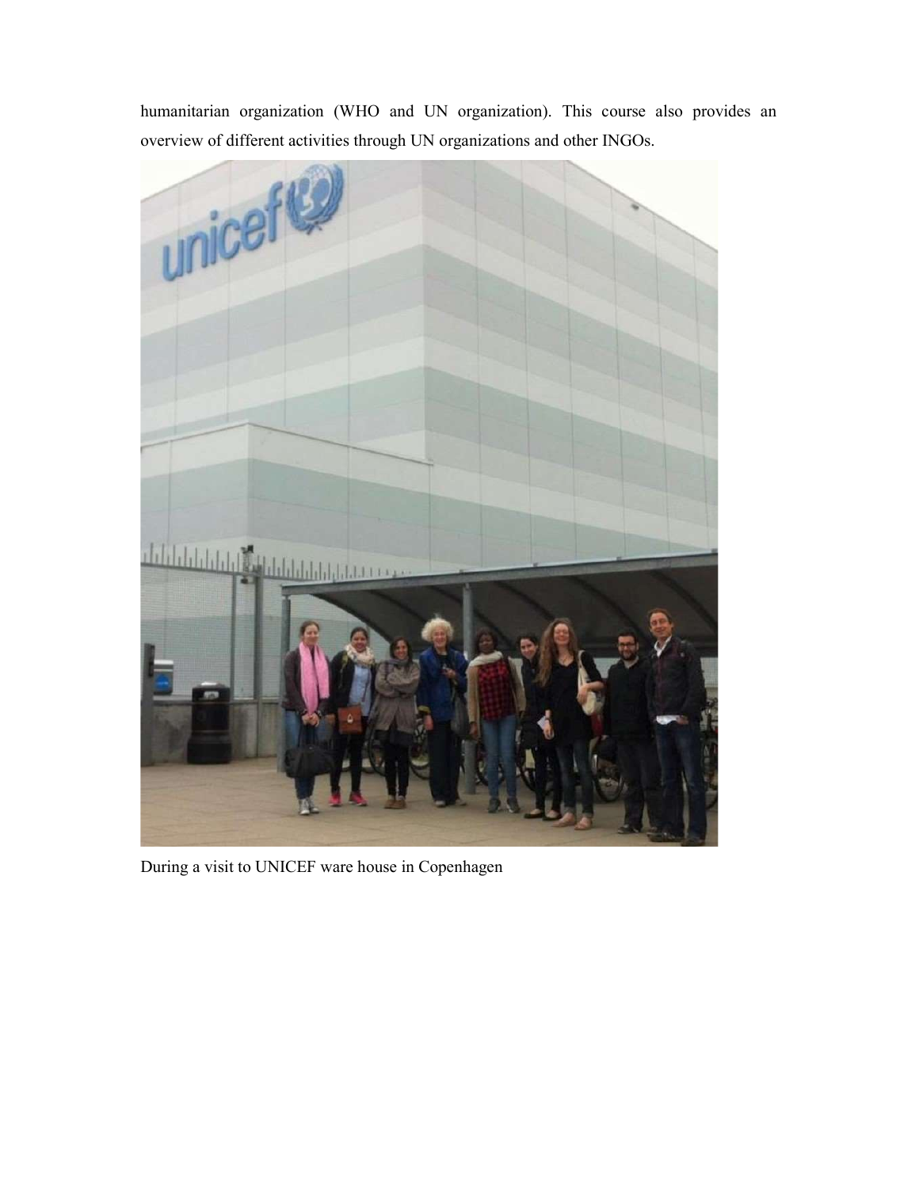humanitarian organization (WHO and UN organization). This course also provides an overview of different activities through UN organizations and other INGOs.

During a visit to UNICEF ware house in Copenhagen